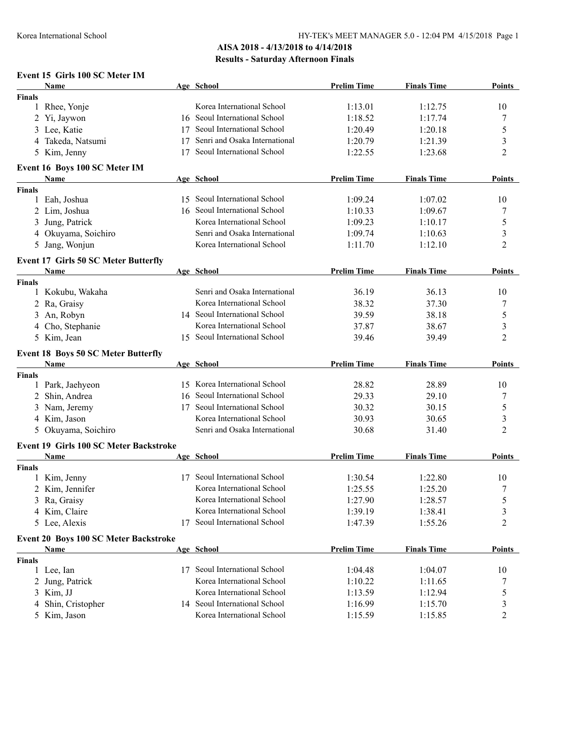## AISA 2018 - 4/13/2018 to 4/14/2018

## Results - Saturday Afternoon Finals

### Event 15 Girls 100 SC Meter IM

| | Name | Age | School | Prelim Time | Finals Time | Points |
|---|---|---|---|---|---|---|
| **Finals** | | | | | | |
| 1 | Rhee, Yonje | | Korea International School | 1:13.01 | 1:12.75 | 10 |
| 2 | Yi, Jaywon | 16 | Seoul International School | 1:18.52 | 1:17.74 | 7 |
| 3 | Lee, Katie | 17 | Seoul International School | 1:20.49 | 1:20.18 | 5 |
| 4 | Takeda, Natsumi | 17 | Senri and Osaka International | 1:20.79 | 1:21.39 | 3 |
| 5 | Kim, Jenny | 17 | Seoul International School | 1:22.55 | 1:23.68 | 2 |

### Event 16 Boys 100 SC Meter IM

| | Name | Age | School | Prelim Time | Finals Time | Points |
|---|---|---|---|---|---|---|
| **Finals** | | | | | | |
| 1 | Eah, Joshua | 15 | Seoul International School | 1:09.24 | 1:07.02 | 10 |
| 2 | Lim, Joshua | 16 | Seoul International School | 1:10.33 | 1:09.67 | 7 |
| 3 | Jung, Patrick | | Korea International School | 1:09.23 | 1:10.17 | 5 |
| 4 | Okuyama, Soichiro | | Senri and Osaka International | 1:09.74 | 1:10.63 | 3 |
| 5 | Jang, Wonjun | | Korea International School | 1:11.70 | 1:12.10 | 2 |

### Event 17 Girls 50 SC Meter Butterfly

| | Name | Age | School | Prelim Time | Finals Time | Points |
|---|---|---|---|---|---|---|
| **Finals** | | | | | | |
| 1 | Kokubu, Wakaha | | Senri and Osaka International | 36.19 | 36.13 | 10 |
| 2 | Ra, Graisy | | Korea International School | 38.32 | 37.30 | 7 |
| 3 | An, Robyn | 14 | Seoul International School | 39.59 | 38.18 | 5 |
| 4 | Cho, Stephanie | | Korea International School | 37.87 | 38.67 | 3 |
| 5 | Kim, Jean | 15 | Seoul International School | 39.46 | 39.49 | 2 |

### Event 18 Boys 50 SC Meter Butterfly

| | Name | Age | School | Prelim Time | Finals Time | Points |
|---|---|---|---|---|---|---|
| **Finals** | | | | | | |
| 1 | Park, Jaehyeon | 15 | Korea International School | 28.82 | 28.89 | 10 |
| 2 | Shin, Andrea | 16 | Seoul International School | 29.33 | 29.10 | 7 |
| 3 | Nam, Jeremy | 17 | Seoul International School | 30.32 | 30.15 | 5 |
| 4 | Kim, Jason | | Korea International School | 30.93 | 30.65 | 3 |
| 5 | Okuyama, Soichiro | | Senri and Osaka International | 30.68 | 31.40 | 2 |

### Event 19 Girls 100 SC Meter Backstroke

| | Name | Age | School | Prelim Time | Finals Time | Points |
|---|---|---|---|---|---|---|
| **Finals** | | | | | | |
| 1 | Kim, Jenny | 17 | Seoul International School | 1:30.54 | 1:22.80 | 10 |
| 2 | Kim, Jennifer | | Korea International School | 1:25.55 | 1:25.20 | 7 |
| 3 | Ra, Graisy | | Korea International School | 1:27.90 | 1:28.57 | 5 |
| 4 | Kim, Claire | | Korea International School | 1:39.19 | 1:38.41 | 3 |
| 5 | Lee, Alexis | 17 | Seoul International School | 1:47.39 | 1:55.26 | 2 |

### Event 20 Boys 100 SC Meter Backstroke

| | Name | Age | School | Prelim Time | Finals Time | Points |
|---|---|---|---|---|---|---|
| **Finals** | | | | | | |
| 1 | Lee, Ian | 17 | Seoul International School | 1:04.48 | 1:04.07 | 10 |
| 2 | Jung, Patrick | | Korea International School | 1:10.22 | 1:11.65 | 7 |
| 3 | Kim, JJ | | Korea International School | 1:13.59 | 1:12.94 | 5 |
| 4 | Shin, Cristopher | 14 | Seoul International School | 1:16.99 | 1:15.70 | 3 |
| 5 | Kim, Jason | | Korea International School | 1:15.59 | 1:15.85 | 2 |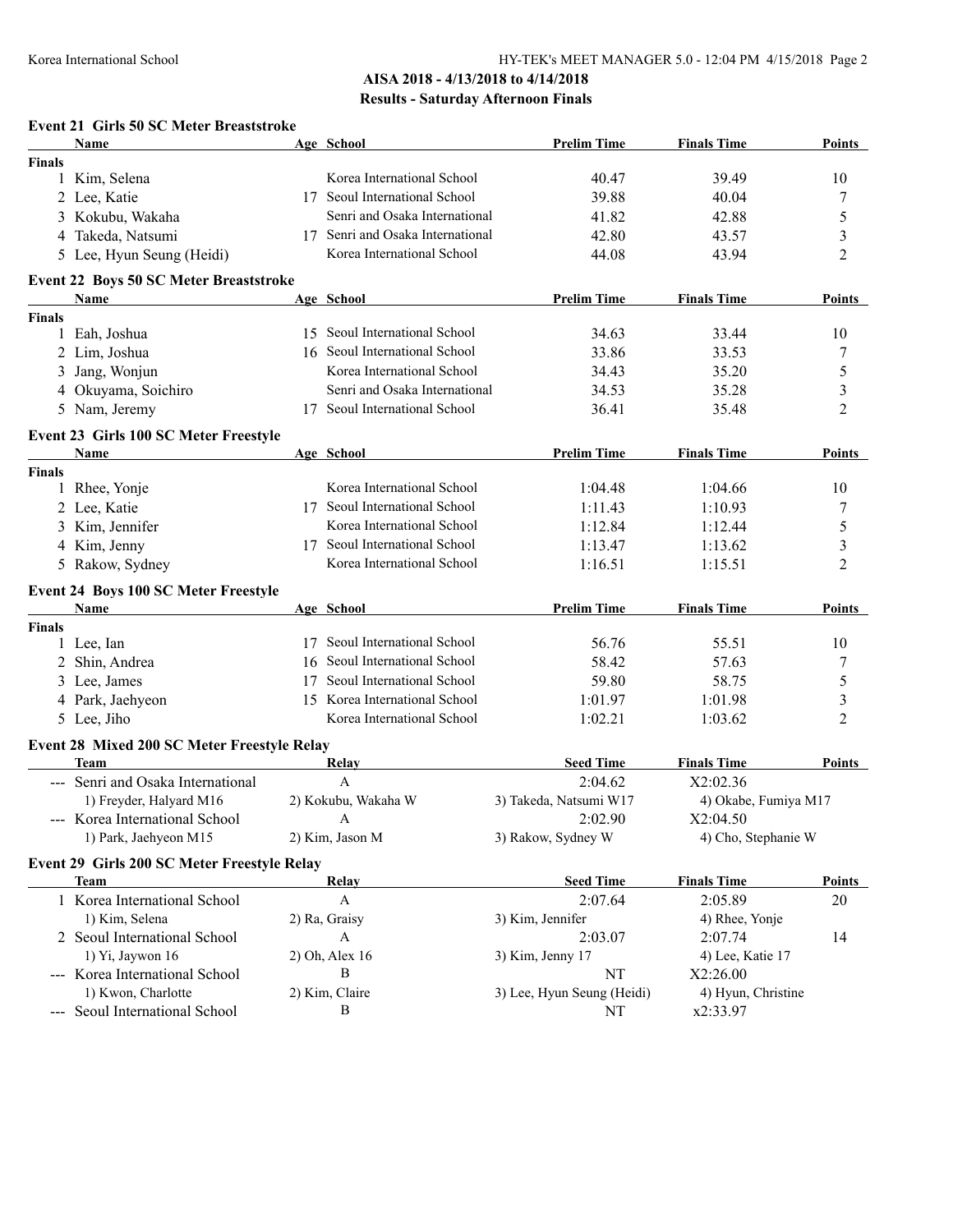## AISA 2018 - 4/13/2018 to 4/14/2018

## Results - Saturday Afternoon Finals

### Event 21 Girls 50 SC Meter Breaststroke

| | Name | Age | School | Prelim Time | Finals Time | Points |
|---|---|---|---|---|---|---|
| **Finals** | | | | | | |
| 1 | Kim, Selena | | Korea International School | 40.47 | 39.49 | 10 |
| 2 | Lee, Katie | 17 | Seoul International School | 39.88 | 40.04 | 7 |
| 3 | Kokubu, Wakaha | | Senri and Osaka International | 41.82 | 42.88 | 5 |
| 4 | Takeda, Natsumi | 17 | Senri and Osaka International | 42.80 | 43.57 | 3 |
| 5 | Lee, Hyun Seung (Heidi) | | Korea International School | 44.08 | 43.94 | 2 |

### Event 22 Boys 50 SC Meter Breaststroke

| | Name | Age | School | Prelim Time | Finals Time | Points |
|---|---|---|---|---|---|---|
| **Finals** | | | | | | |
| 1 | Eah, Joshua | 15 | Seoul International School | 34.63 | 33.44 | 10 |
| 2 | Lim, Joshua | 16 | Seoul International School | 33.86 | 33.53 | 7 |
| 3 | Jang, Wonjun | | Korea International School | 34.43 | 35.20 | 5 |
| 4 | Okuyama, Soichiro | | Senri and Osaka International | 34.53 | 35.28 | 3 |
| 5 | Nam, Jeremy | 17 | Seoul International School | 36.41 | 35.48 | 2 |

### Event 23 Girls 100 SC Meter Freestyle

| | Name | Age | School | Prelim Time | Finals Time | Points |
|---|---|---|---|---|---|---|
| **Finals** | | | | | | |
| 1 | Rhee, Yonje | | Korea International School | 1:04.48 | 1:04.66 | 10 |
| 2 | Lee, Katie | 17 | Seoul International School | 1:11.43 | 1:10.93 | 7 |
| 3 | Kim, Jennifer | | Korea International School | 1:12.84 | 1:12.44 | 5 |
| 4 | Kim, Jenny | 17 | Seoul International School | 1:13.47 | 1:13.62 | 3 |
| 5 | Rakow, Sydney | | Korea International School | 1:16.51 | 1:15.51 | 2 |

### Event 24 Boys 100 SC Meter Freestyle

| | Name | Age | School | Prelim Time | Finals Time | Points |
|---|---|---|---|---|---|---|
| **Finals** | | | | | | |
| 1 | Lee, Ian | 17 | Seoul International School | 56.76 | 55.51 | 10 |
| 2 | Shin, Andrea | 16 | Seoul International School | 58.42 | 57.63 | 7 |
| 3 | Lee, James | 17 | Seoul International School | 59.80 | 58.75 | 5 |
| 4 | Park, Jaehyeon | 15 | Korea International School | 1:01.97 | 1:01.98 | 3 |
| 5 | Lee, Jiho | | Korea International School | 1:02.21 | 1:03.62 | 2 |

### Event 28 Mixed 200 SC Meter Freestyle Relay

| | Team | Relay | Seed Time | Finals Time | Points |
|---|---|---|---|---|---|
| --- | Senri and Osaka International | A | 2:04.62 | X2:02.36 | |
| | 1) Freyder, Halyard M16 | 2) Kokubu, Wakaha W | 3) Takeda, Natsumi W17 | 4) Okabe, Fumiya M17 | |
| --- | Korea International School | A | 2:02.90 | X2:04.50 | |
| | 1) Park, Jaehyeon M15 | 2) Kim, Jason M | 3) Rakow, Sydney W | 4) Cho, Stephanie W | |

### Event 29 Girls 200 SC Meter Freestyle Relay

| | Team | Relay | Seed Time | Finals Time | Points |
|---|---|---|---|---|---|
| 1 | Korea International School | A | 2:07.64 | 2:05.89 | 20 |
| | 1) Kim, Selena | 2) Ra, Graisy | 3) Kim, Jennifer | 4) Rhee, Yonje | |
| 2 | Seoul International School | A | 2:03.07 | 2:07.74 | 14 |
| | 1) Yi, Jaywon 16 | 2) Oh, Alex 16 | 3) Kim, Jenny 17 | 4) Lee, Katie 17 | |
| --- | Korea International School | B | NT | X2:26.00 | |
| | 1) Kwon, Charlotte | 2) Kim, Claire | 3) Lee, Hyun Seung (Heidi) | 4) Hyun, Christine | |
| --- | Seoul International School | B | NT | x2:33.97 | |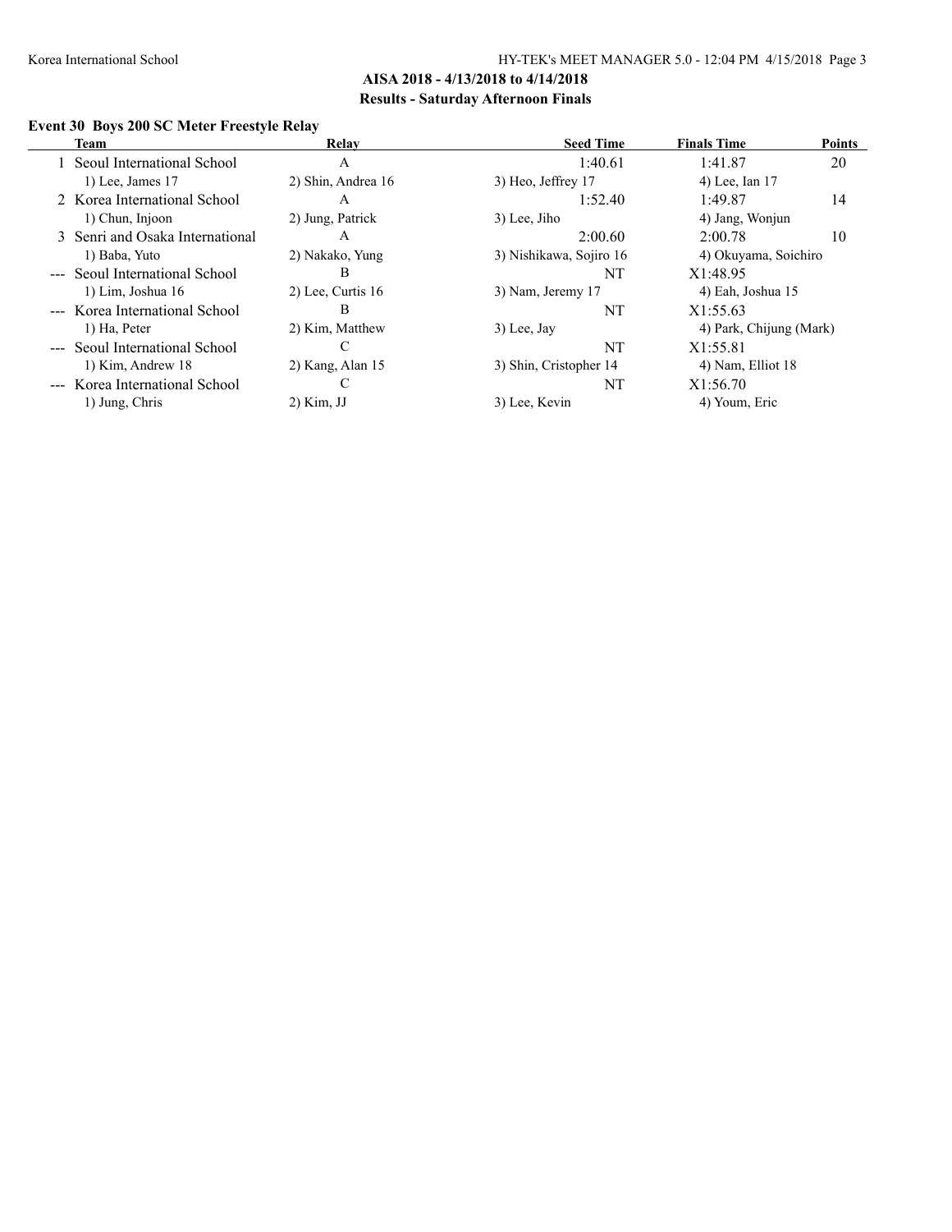**AISA 2018 - 4/13/2018 to 4/14/2018**

**Results - Saturday Afternoon Finals**

### Event 30 Boys 200 SC Meter Freestyle Relay

| | Team | Relay | Seed Time | Finals Time | Points |
|---|---|---|---|---|---|
| 1 | Seoul International School | A | 1:40.61 | 1:41.87 | 20 |
| | 1) Lee, James 17 | 2) Shin, Andrea 16 | 3) Heo, Jeffrey 17 | 4) Lee, Ian 17 | |
| 2 | Korea International School | A | 1:52.40 | 1:49.87 | 14 |
| | 1) Chun, Injoon | 2) Jung, Patrick | 3) Lee, Jiho | 4) Jang, Wonjun | |
| 3 | Senri and Osaka International | A | 2:00.60 | 2:00.78 | 10 |
| | 1) Baba, Yuto | 2) Nakako, Yung | 3) Nishikawa, Sojiro 16 | 4) Okuyama, Soichiro | |
| --- | Seoul International School | B | NT | X1:48.95 | |
| | 1) Lim, Joshua 16 | 2) Lee, Curtis 16 | 3) Nam, Jeremy 17 | 4) Eah, Joshua 15 | |
| --- | Korea International School | B | NT | X1:55.63 | |
| | 1) Ha, Peter | 2) Kim, Matthew | 3) Lee, Jay | 4) Park, Chijung (Mark) | |
| --- | Seoul International School | C | NT | X1:55.81 | |
| | 1) Kim, Andrew 18 | 2) Kang, Alan 15 | 3) Shin, Cristopher 14 | 4) Nam, Elliot 18 | |
| --- | Korea International School | C | NT | X1:56.70 | |
| | 1) Jung, Chris | 2) Kim, JJ | 3) Lee, Kevin | 4) Youm, Eric | |